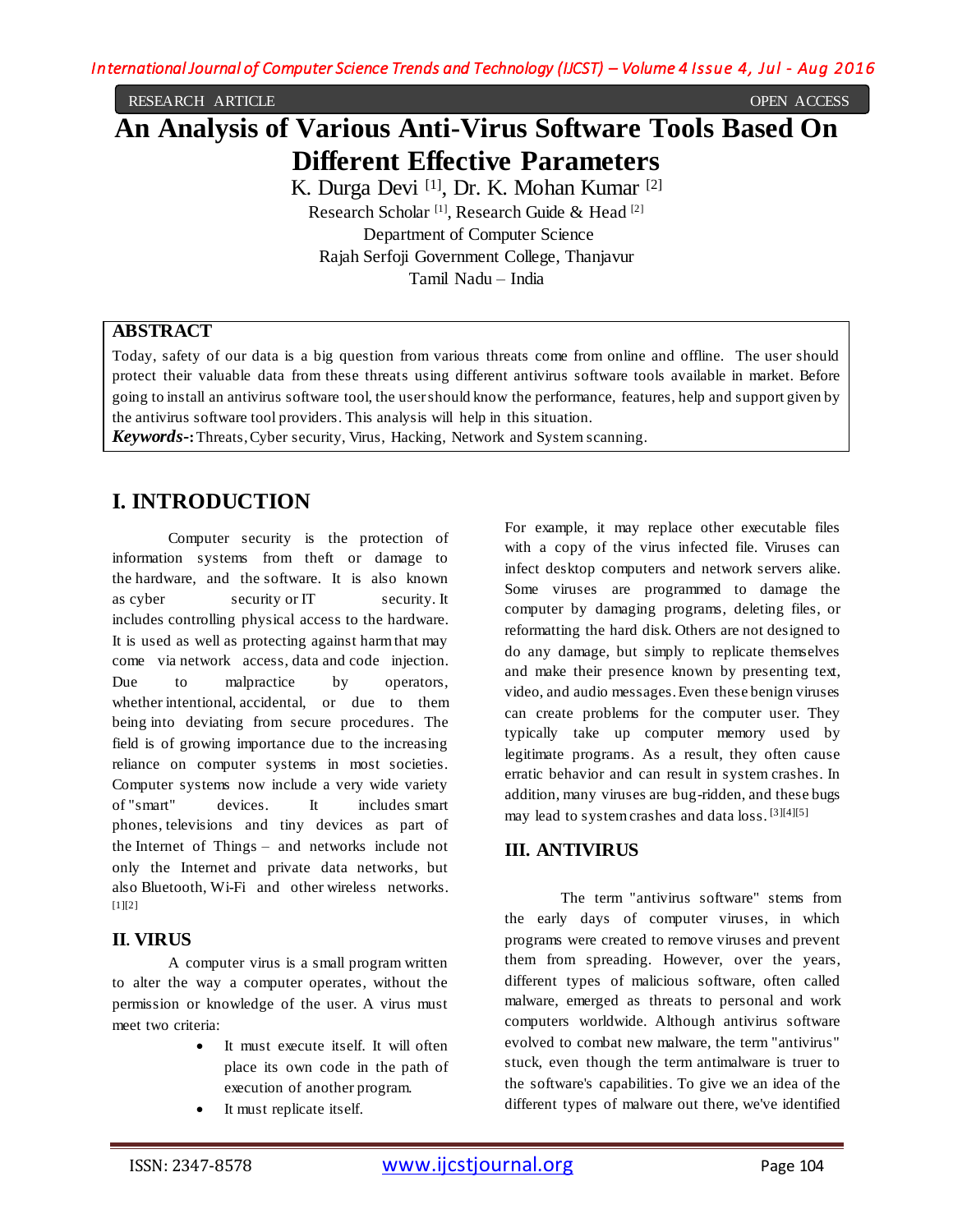RESEARCH ARTICLE OPEN ACCESS

# An Analysis of Various Anti-Virus Software Tools Based On Different Effective Parameters

K. Durga Devi [1], Dr. K. Mohan Kumar [2]

Research Scholar [1], Research Guide & Head [2]

Department of Computer Science

Rajah Serfoji Government College, Thanjavur

Tamil Nadu – India

## ABSTRACT

Today, safety of our data is a big question from various threats come from online and offline. The user should protect their valuable data from these threats using different antivirus software tools available in market. Before going to install an antivirus software tool, the user should know the performance, features, help and support given by the antivirus software tool providers. This analysis will help in this situation.

***Keywords*-:** Threats, Cyber security, Virus, Hacking, Network and System scanning.

## I. INTRODUCTION

Computer security is the protection of information systems from theft or damage to the hardware, and the software. It is also known as cyber security or IT security. It includes controlling physical access to the hardware. It is used as well as protecting against harm that may come via network access, data and code injection. Due to malpractice by operators, whether intentional, accidental, or due to them being into deviating from secure procedures. The field is of growing importance due to the increasing reliance on computer systems in most societies. Computer systems now include a very wide variety of "smart" devices. It includes smart phones, televisions and tiny devices as part of the Internet of Things – and networks include not only the Internet and private data networks, but also Bluetooth, Wi-Fi and other wireless networks. [1][2]

## II. VIRUS

A computer virus is a small program written to alter the way a computer operates, without the permission or knowledge of the user. A virus must meet two criteria:

- It must execute itself. It will often place its own code in the path of execution of another program.
- It must replicate itself.

For example, it may replace other executable files with a copy of the virus infected file. Viruses can infect desktop computers and network servers alike. Some viruses are programmed to damage the computer by damaging programs, deleting files, or reformatting the hard disk. Others are not designed to do any damage, but simply to replicate themselves and make their presence known by presenting text, video, and audio messages. Even these benign viruses can create problems for the computer user. They typically take up computer memory used by legitimate programs. As a result, they often cause erratic behavior and can result in system crashes. In addition, many viruses are bug-ridden, and these bugs may lead to system crashes and data loss. [3][4][5]

## III. ANTIVIRUS

The term "antivirus software" stems from the early days of computer viruses, in which programs were created to remove viruses and prevent them from spreading. However, over the years, different types of malicious software, often called malware, emerged as threats to personal and work computers worldwide. Although antivirus software evolved to combat new malware, the term "antivirus" stuck, even though the term antimalware is truer to the software's capabilities. To give we an idea of the different types of malware out there, we've identified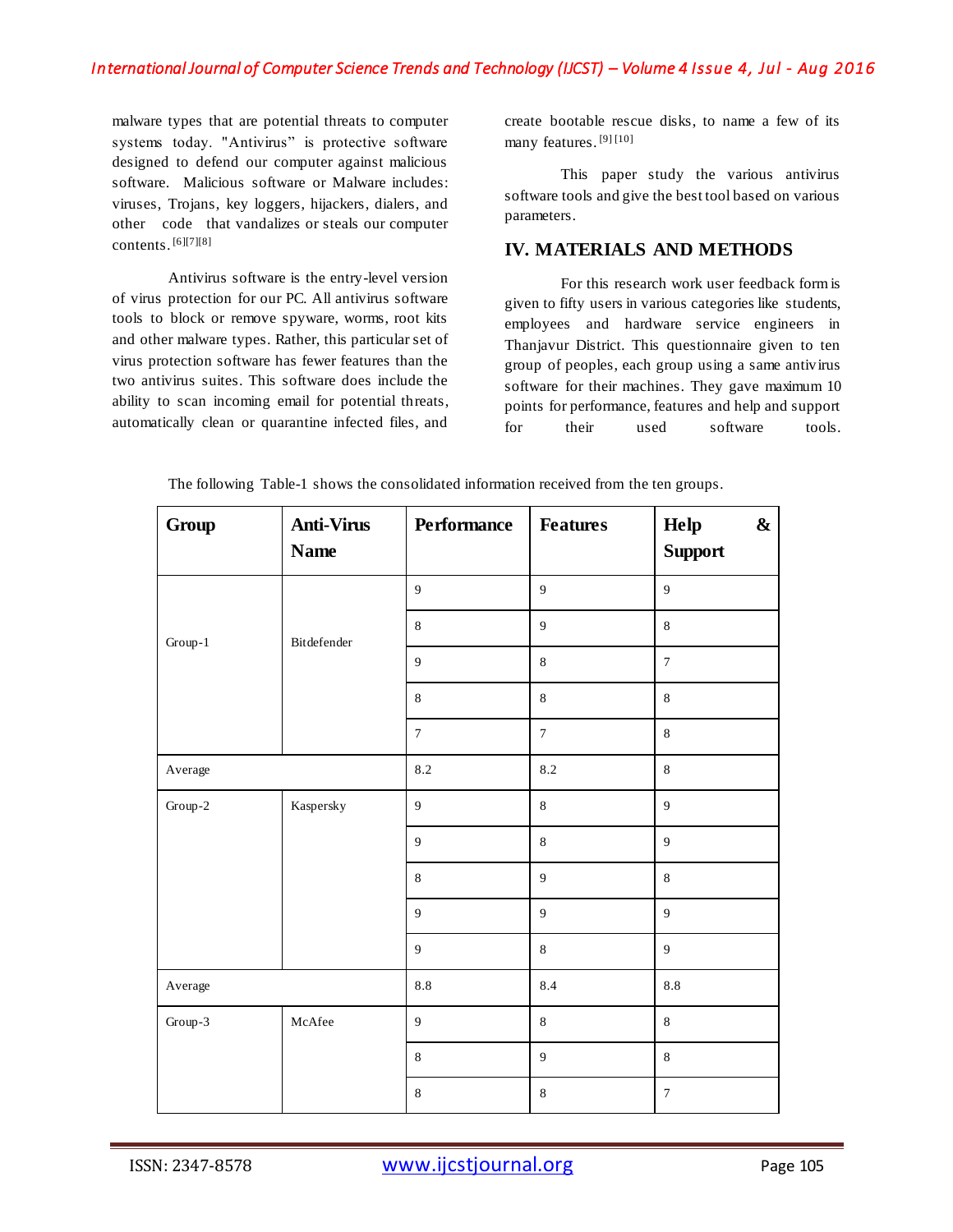malware types that are potential threats to computer systems today. "Antivirus" is protective software designed to defend our computer against malicious software. Malicious software or Malware includes: viruses, Trojans, key loggers, hijackers, dialers, and other code that vandalizes or steals our computer contents. [6][7][8]

Antivirus software is the entry-level version of virus protection for our PC. All antivirus software tools to block or remove spyware, worms, root kits and other malware types. Rather, this particular set of virus protection software has fewer features than the two antivirus suites. This software does include the ability to scan incoming email for potential threats, automatically clean or quarantine infected files, and create bootable rescue disks, to name a few of its many features. [9] [10]

This paper study the various antivirus software tools and give the best tool based on various parameters.

## IV. MATERIALS AND METHODS

For this research work user feedback form is given to fifty users in various categories like students, employees and hardware service engineers in Thanjavur District. This questionnaire given to ten group of peoples, each group using a same antivirus software for their machines. They gave maximum 10 points for performance, features and help and support for their used software tools.

The following Table-1 shows the consolidated information received from the ten groups.

| Group | Anti-Virus Name | Performance | Features | Help & Support |
|---|---|---|---|---|
| Group-1 | Bitdefender | 9 | 9 | 9 |
| | | 8 | 9 | 8 |
| | | 9 | 8 | 7 |
| | | 8 | 8 | 8 |
| | | 7 | 7 | 8 |
| Average | | 8.2 | 8.2 | 8 |
| Group-2 | Kaspersky | 9 | 8 | 9 |
| | | 9 | 8 | 9 |
| | | 8 | 9 | 8 |
| | | 9 | 9 | 9 |
| | | 9 | 8 | 9 |
| Average | | 8.8 | 8.4 | 8.8 |
| Group-3 | McAfee | 9 | 8 | 8 |
| | | 8 | 9 | 8 |
| | | 8 | 8 | 7 |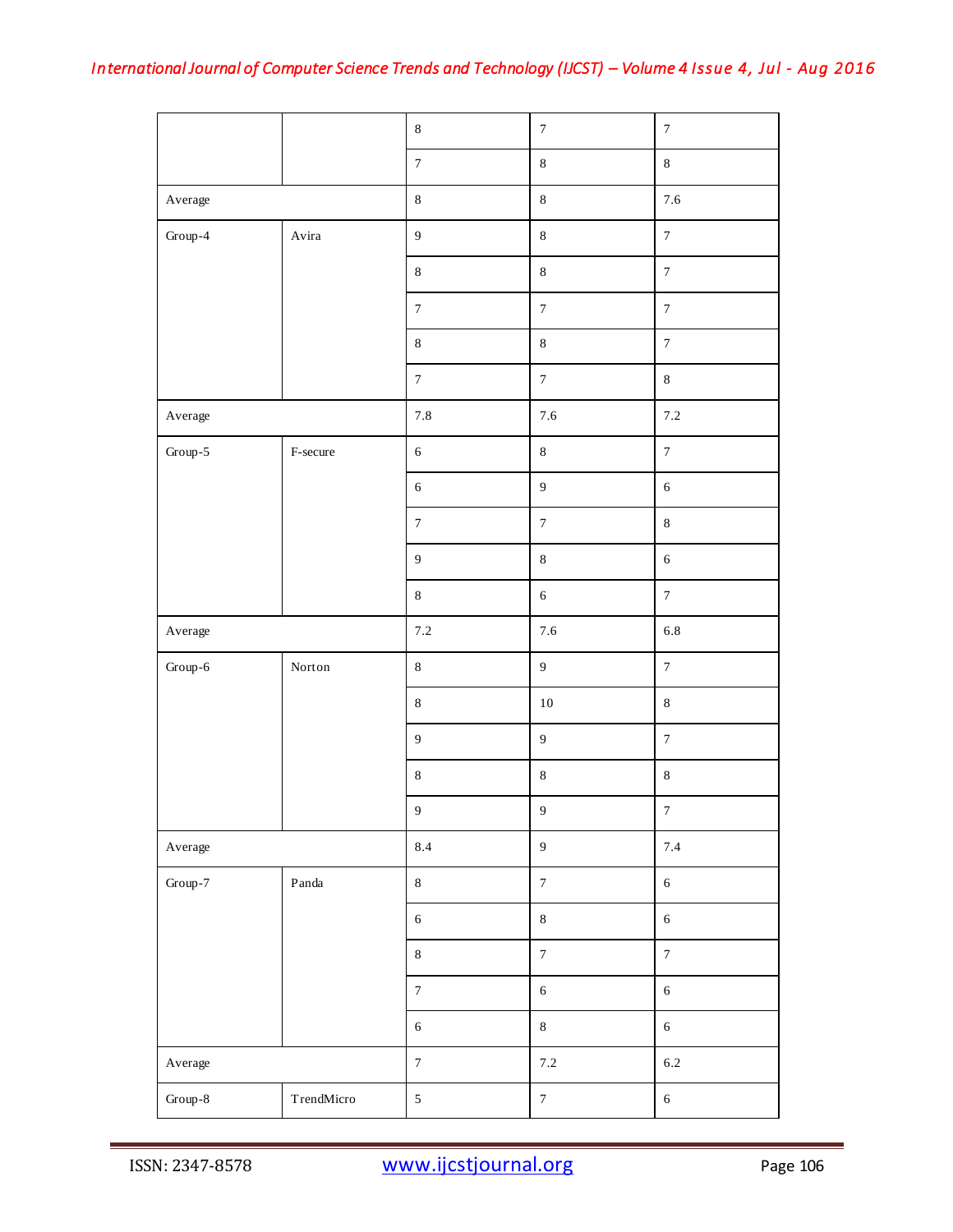| | | | | |
|---|---|---|---|---|
| | | 8 | 7 | 7 |
| | | 7 | 8 | 8 |
| Average | | 8 | 8 | 7.6 |
| Group-4 | Avira | 9 | 8 | 7 |
| | | 8 | 8 | 7 |
| | | 7 | 7 | 7 |
| | | 8 | 8 | 7 |
| | | 7 | 7 | 8 |
| Average | | 7.8 | 7.6 | 7.2 |
| Group-5 | F-secure | 6 | 8 | 7 |
| | | 6 | 9 | 6 |
| | | 7 | 7 | 8 |
| | | 9 | 8 | 6 |
| | | 8 | 6 | 7 |
| Average | | 7.2 | 7.6 | 6.8 |
| Group-6 | Norton | 8 | 9 | 7 |
| | | 8 | 10 | 8 |
| | | 9 | 9 | 7 |
| | | 8 | 8 | 8 |
| | | 9 | 9 | 7 |
| Average | | 8.4 | 9 | 7.4 |
| Group-7 | Panda | 8 | 7 | 6 |
| | | 6 | 8 | 6 |
| | | 8 | 7 | 7 |
| | | 7 | 6 | 6 |
| | | 6 | 8 | 6 |
| Average | | 7 | 7.2 | 6.2 |
| Group-8 | TrendMicro | 5 | 7 | 6 |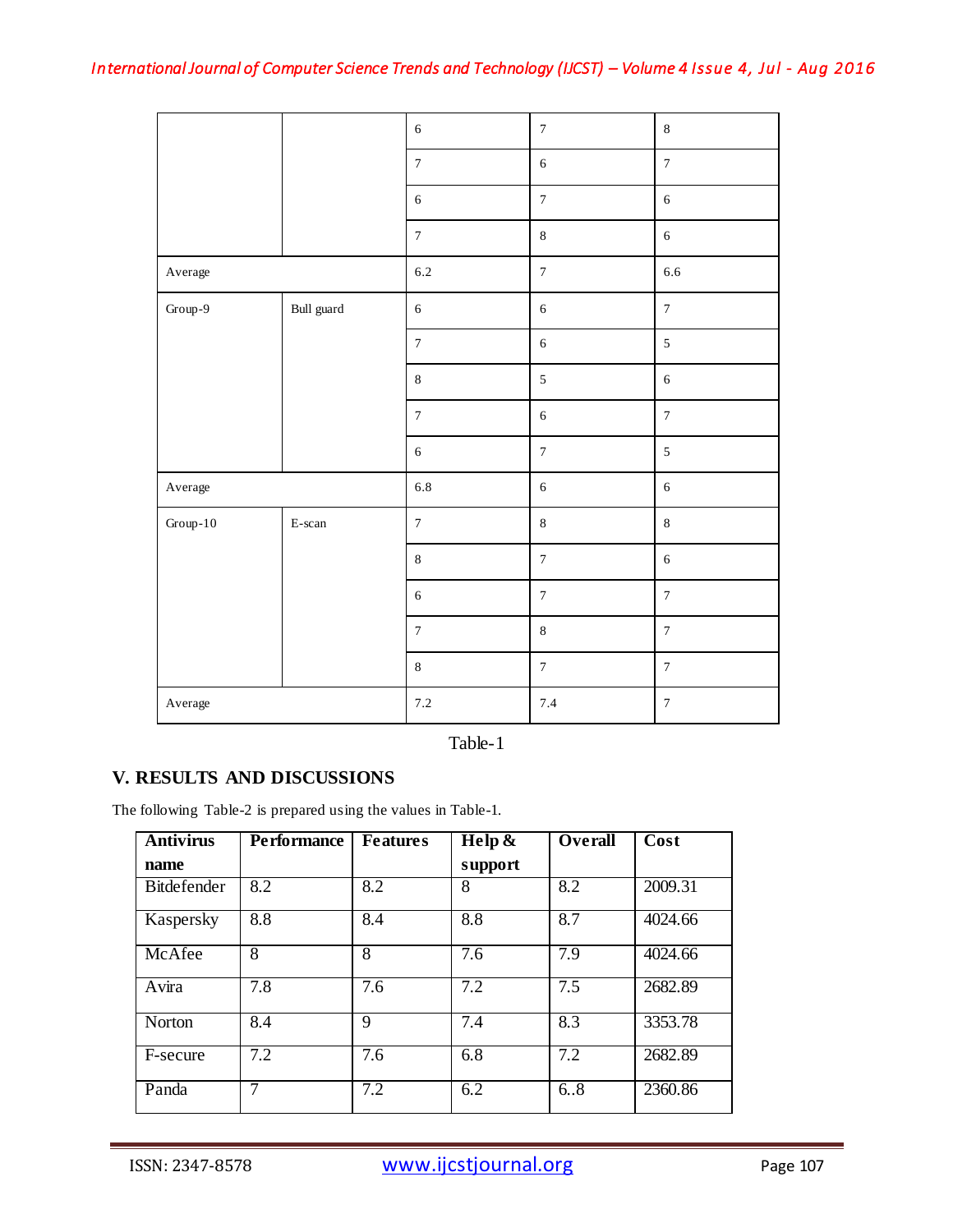| | | | | |
|---|---|---|---|---|
| | | 6 | 7 | 8 |
| | | 7 | 6 | 7 |
| | | 6 | 7 | 6 |
| | | 7 | 8 | 6 |
| Average | | 6.2 | 7 | 6.6 |
| Group-9 | Bull guard | 6 | 6 | 7 |
| | | 7 | 6 | 5 |
| | | 8 | 5 | 6 |
| | | 7 | 6 | 7 |
| | | 6 | 7 | 5 |
| Average | | 6.8 | 6 | 6 |
| Group-10 | E-scan | 7 | 8 | 8 |
| | | 8 | 7 | 6 |
| | | 6 | 7 | 7 |
| | | 7 | 8 | 7 |
| | | 8 | 7 | 7 |
| Average | | 7.2 | 7.4 | 7 |

Table-1

## V. RESULTS AND DISCUSSIONS

The following Table-2 is prepared using the values in Table-1.

| Antivirus name | Performance | Features | Help & support | Overall | Cost |
|---|---|---|---|---|---|
| Bitdefender | 8.2 | 8.2 | 8 | 8.2 | 2009.31 |
| Kaspersky | 8.8 | 8.4 | 8.8 | 8.7 | 4024.66 |
| McAfee | 8 | 8 | 7.6 | 7.9 | 4024.66 |
| Avira | 7.8 | 7.6 | 7.2 | 7.5 | 2682.89 |
| Norton | 8.4 | 9 | 7.4 | 8.3 | 3353.78 |
| F-secure | 7.2 | 7.6 | 6.8 | 7.2 | 2682.89 |
| Panda | 7 | 7.2 | 6.2 | 6..8 | 2360.86 |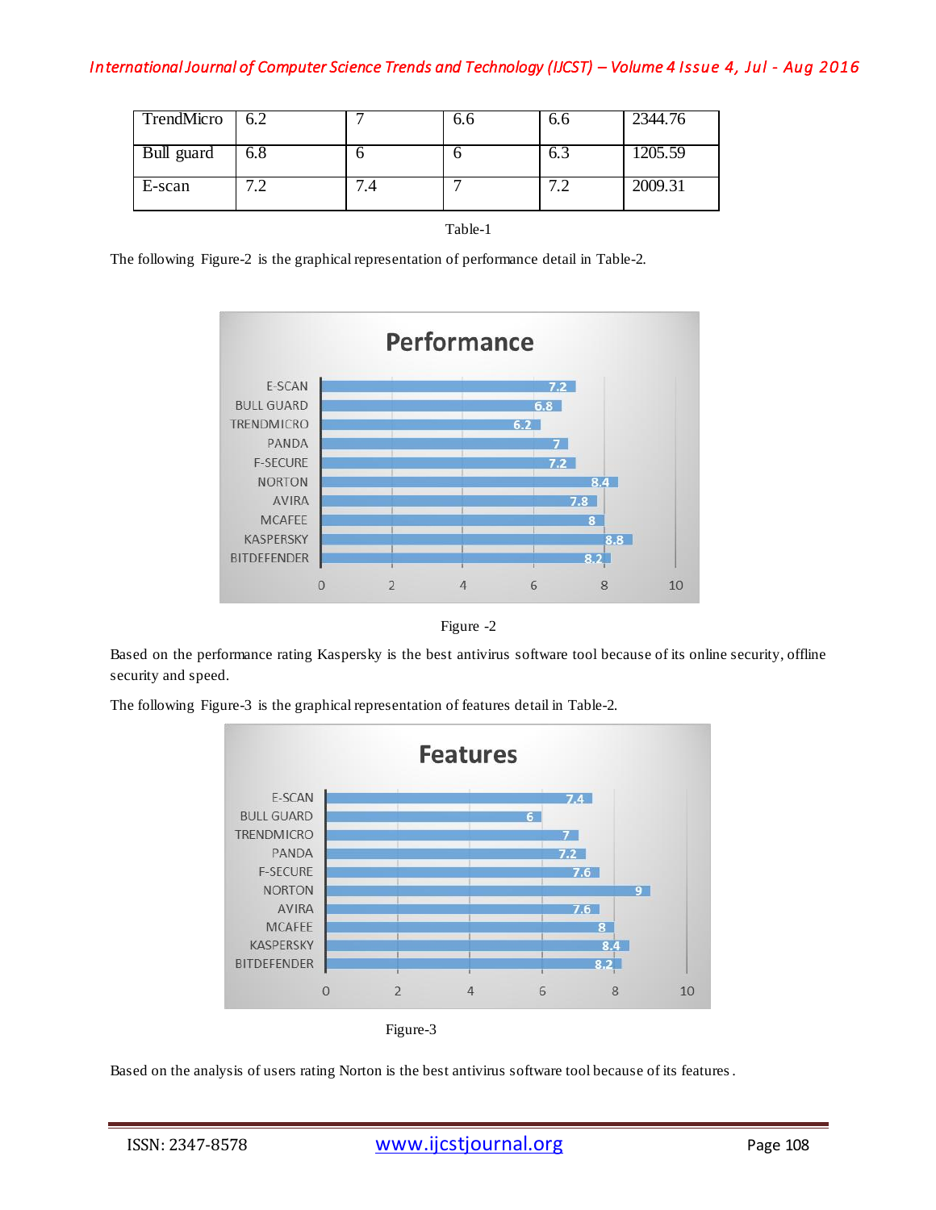| | | | | | |
|---|---|---|---|---|---|
| TrendMicro | 6.2 | 7 | 6.6 | 6.6 | 2344.76 |
| Bull guard | 6.8 | 6 | 6 | 6.3 | 1205.59 |
| E-scan | 7.2 | 7.4 | 7 | 7.2 | 2009.31 |

Table-1

The following Figure-2 is the graphical representation of performance detail in Table-2.

Performance

E-SCAN 7.2
BULL GUARD 6.8
TRENDMICRO 6.2
PANDA 7
F-SECURE 7.2
NORTON 8.4
AVIRA 7.8
MCAFEE 8
KASPERSKY 8.8
BITDEFENDER 8.2

0 2 4 6 8 10

Figure -2

Based on the performance rating Kaspersky is the best antivirus software tool because of its online security, offline security and speed.

The following Figure-3 is the graphical representation of features detail in Table-2.

Features

E-SCAN 7.4
BULL GUARD 6
TRENDMICRO 7
PANDA 7.2
F-SECURE 7.6
NORTON 9
AVIRA 7.6
MCAFEE 8
KASPERSKY 8.4
BITDEFENDER 8.2

0 2 4 6 8 10

Figure-3

Based on the analysis of users rating Norton is the best antivirus software tool because of its features.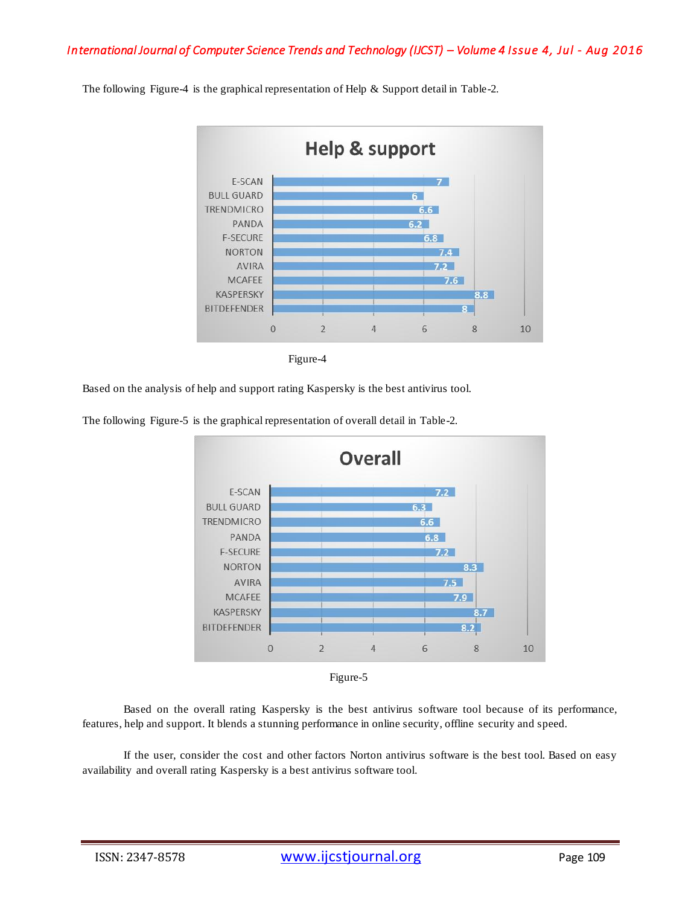The following Figure-4 is the graphical representation of Help & Support detail in Table-2.

Help & support

E-SCAN 7
BULL GUARD 6
TRENDMICRO 6.6
PANDA 6.2
F-SECURE 6.8
NORTON 7.4
AVIRA 7.2
MCAFEE 7.6
KASPERSKY 8.8
BITDEFENDER 8

0 2 4 6 8 10

Figure-4

Based on the analysis of help and support rating Kaspersky is the best antivirus tool.

The following Figure-5 is the graphical representation of overall detail in Table-2.

Overall

E-SCAN 7.2
BULL GUARD 6.3
TRENDMICRO 6.6
PANDA 6.8
F-SECURE 7.2
NORTON 8.3
AVIRA 7.5
MCAFEE 7.9
KASPERSKY 8.7
BITDEFENDER 8.2

0 2 4 6 8 10

Figure-5

Based on the overall rating Kaspersky is the best antivirus software tool because of its performance, features, help and support. It blends a stunning performance in online security, offline security and speed.

If the user, consider the cost and other factors Norton antivirus software is the best tool. Based on easy availability and overall rating Kaspersky is a best antivirus software tool.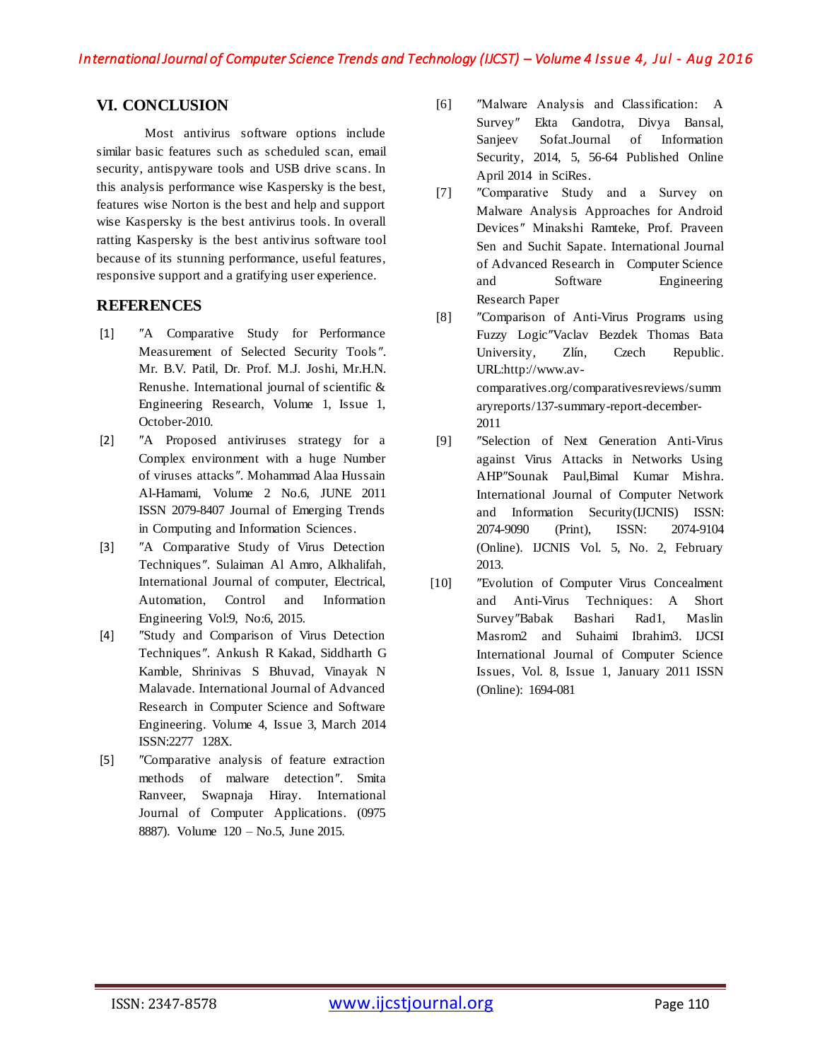## VI. CONCLUSION

Most antivirus software options include similar basic features such as scheduled scan, email security, antispyware tools and USB drive scans. In this analysis performance wise Kaspersky is the best, features wise Norton is the best and help and support wise Kaspersky is the best antivirus tools. In overall ratting Kaspersky is the best antivirus software tool because of its stunning performance, useful features, responsive support and a gratifying user experience.

## REFERENCES

[1] ″A Comparative Study for Performance Measurement of Selected Security Tools″. Mr. B.V. Patil, Dr. Prof. M.J. Joshi, Mr.H.N. Renushe. International journal of scientific & Engineering Research, Volume 1, Issue 1, October-2010.

[2] ″A Proposed antiviruses strategy for a Complex environment with a huge Number of viruses attacks″. Mohammad Alaa Hussain Al-Hamami, Volume 2 No.6, JUNE 2011 ISSN 2079-8407 Journal of Emerging Trends in Computing and Information Sciences.

[3] ″A Comparative Study of Virus Detection Techniques″. Sulaiman Al Amro, Alkhalifah, International Journal of computer, Electrical, Automation, Control and Information Engineering Vol:9, No:6, 2015.

[4] ″Study and Comparison of Virus Detection Techniques″. Ankush R Kakad, Siddharth G Kamble, Shrinivas S Bhuvad, Vinayak N Malavade. International Journal of Advanced Research in Computer Science and Software Engineering. Volume 4, Issue 3, March 2014 ISSN:2277 128X.

[5] ″Comparative analysis of feature extraction methods of malware detection″. Smita Ranveer, Swapnaja Hiray. International Journal of Computer Applications. (0975 8887). Volume 120 – No.5, June 2015.

[6] ″Malware Analysis and Classification: A Survey″ Ekta Gandotra, Divya Bansal, Sanjeev Sofat.Journal of Information Security, 2014, 5, 56-64 Published Online April 2014 in SciRes.

[7] ″Comparative Study and a Survey on Malware Analysis Approaches for Android Devices″ Minakshi Ramteke, Prof. Praveen Sen and Suchit Sapate. International Journal of Advanced Research in Computer Science and Software Engineering Research Paper

[8] ″Comparison of Anti-Virus Programs using Fuzzy Logic″Vaclav Bezdek Thomas Bata University, Zlín, Czech Republic. URL:http://www.av-comparatives.org/comparativesreviews/summaryreports/137-summary-report-december-2011

[9] ″Selection of Next Generation Anti-Virus against Virus Attacks in Networks Using AHP″Sounak Paul,Bimal Kumar Mishra. International Journal of Computer Network and Information Security(IJCNIS) ISSN: 2074-9090 (Print), ISSN: 2074-9104 (Online). IJCNIS Vol. 5, No. 2, February 2013.

[10] ″Evolution of Computer Virus Concealment and Anti-Virus Techniques: A Short Survey″Babak Bashari Rad1, Maslin Masrom2 and Suhaimi Ibrahim3. IJCSI International Journal of Computer Science Issues, Vol. 8, Issue 1, January 2011 ISSN (Online): 1694-081